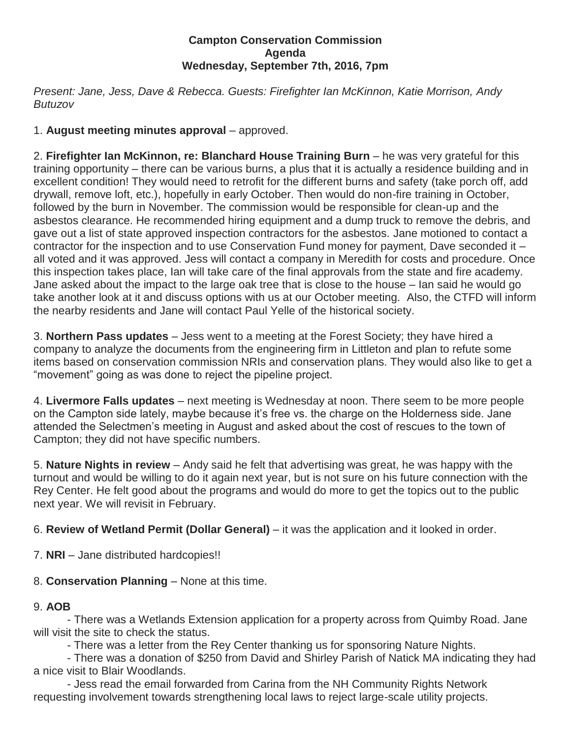**Campton Conservation Commission**
**Agenda**
**Wednesday, September 7th, 2016, 7pm**

*Present: Jane, Jess, Dave & Rebecca. Guests: Firefighter Ian McKinnon, Katie Morrison, Andy Butuzov*

1. **August meeting minutes approval** – approved.

2. **Firefighter Ian McKinnon, re: Blanchard House Training Burn** – he was very grateful for this training opportunity – there can be various burns, a plus that it is actually a residence building and in excellent condition! They would need to retrofit for the different burns and safety (take porch off, add drywall, remove loft, etc.), hopefully in early October. Then would do non-fire training in October, followed by the burn in November. The commission would be responsible for clean-up and the asbestos clearance. He recommended hiring equipment and a dump truck to remove the debris, and gave out a list of state approved inspection contractors for the asbestos. Jane motioned to contact a contractor for the inspection and to use Conservation Fund money for payment, Dave seconded it – all voted and it was approved. Jess will contact a company in Meredith for costs and procedure. Once this inspection takes place, Ian will take care of the final approvals from the state and fire academy. Jane asked about the impact to the large oak tree that is close to the house – Ian said he would go take another look at it and discuss options with us at our October meeting. Also, the CTFD will inform the nearby residents and Jane will contact Paul Yelle of the historical society.

3. **Northern Pass updates** – Jess went to a meeting at the Forest Society; they have hired a company to analyze the documents from the engineering firm in Littleton and plan to refute some items based on conservation commission NRIs and conservation plans. They would also like to get a "movement" going as was done to reject the pipeline project.

4. **Livermore Falls updates** – next meeting is Wednesday at noon. There seem to be more people on the Campton side lately, maybe because it's free vs. the charge on the Holderness side. Jane attended the Selectmen's meeting in August and asked about the cost of rescues to the town of Campton; they did not have specific numbers.

5. **Nature Nights in review** – Andy said he felt that advertising was great, he was happy with the turnout and would be willing to do it again next year, but is not sure on his future connection with the Rey Center. He felt good about the programs and would do more to get the topics out to the public next year. We will revisit in February.

6. **Review of Wetland Permit (Dollar General)** – it was the application and it looked in order.

7. **NRI** – Jane distributed hardcopies!!

8. **Conservation Planning** – None at this time.

9. **AOB**

- There was a Wetlands Extension application for a property across from Quimby Road. Jane will visit the site to check the status.
- There was a letter from the Rey Center thanking us for sponsoring Nature Nights.
- There was a donation of $250 from David and Shirley Parish of Natick MA indicating they had a nice visit to Blair Woodlands.
- Jess read the email forwarded from Carina from the NH Community Rights Network requesting involvement towards strengthening local laws to reject large-scale utility projects.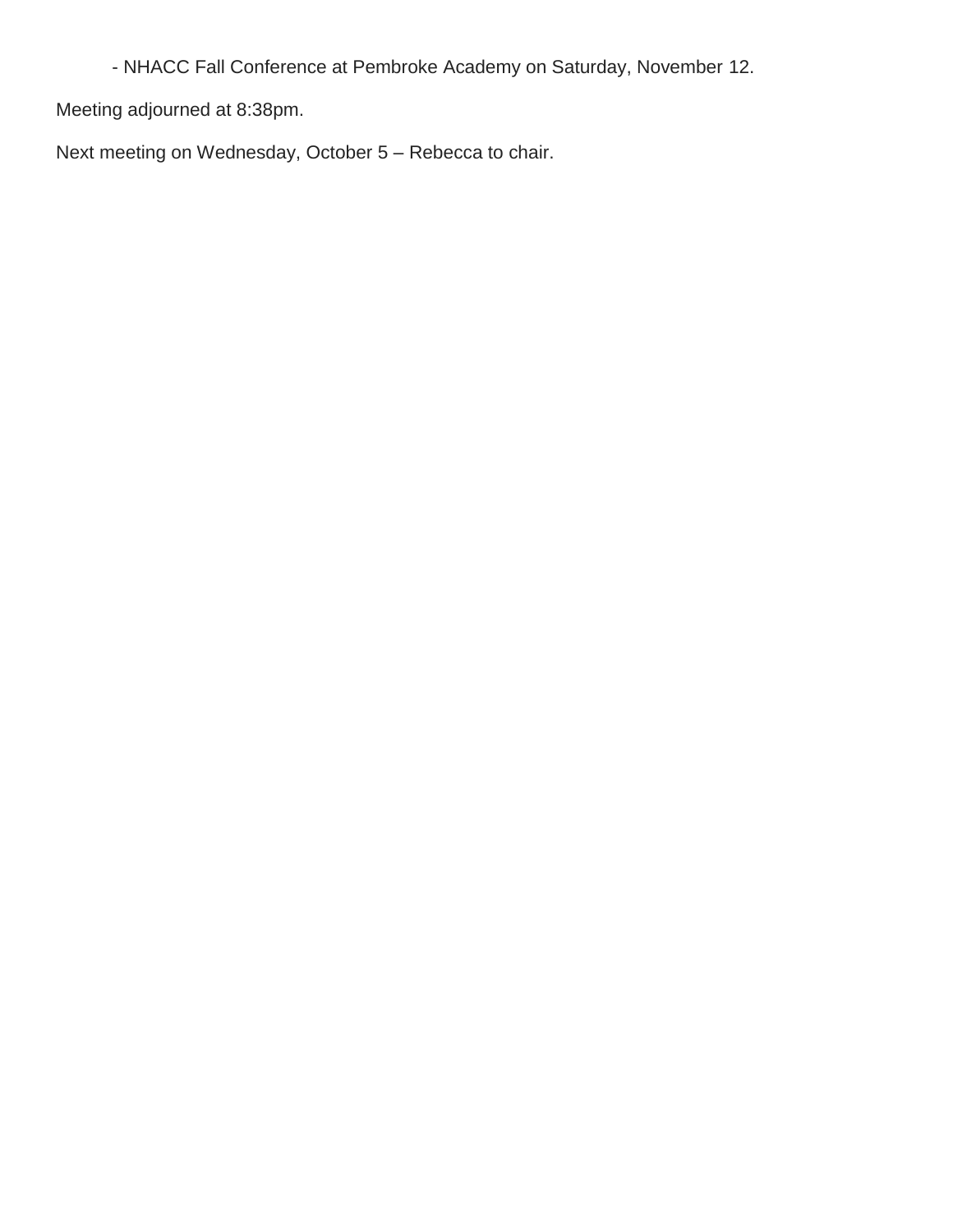- NHACC Fall Conference at Pembroke Academy on Saturday, November 12.

Meeting adjourned at 8:38pm.

Next meeting on Wednesday, October 5 – Rebecca to chair.